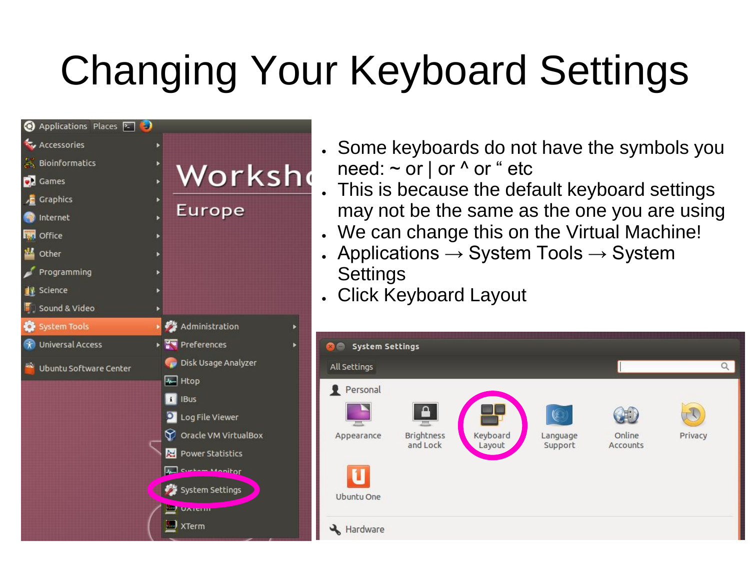# Changing Your Keyboard Settings

- Some keyboards do not have the symbols you need: ~ or | or ^ or " etc
- This is because the default keyboard settings may not be the same as the one you are using
- We can change this on the Virtual Machine!
- Applications → System Tools → System Settings
- Click Keyboard Layout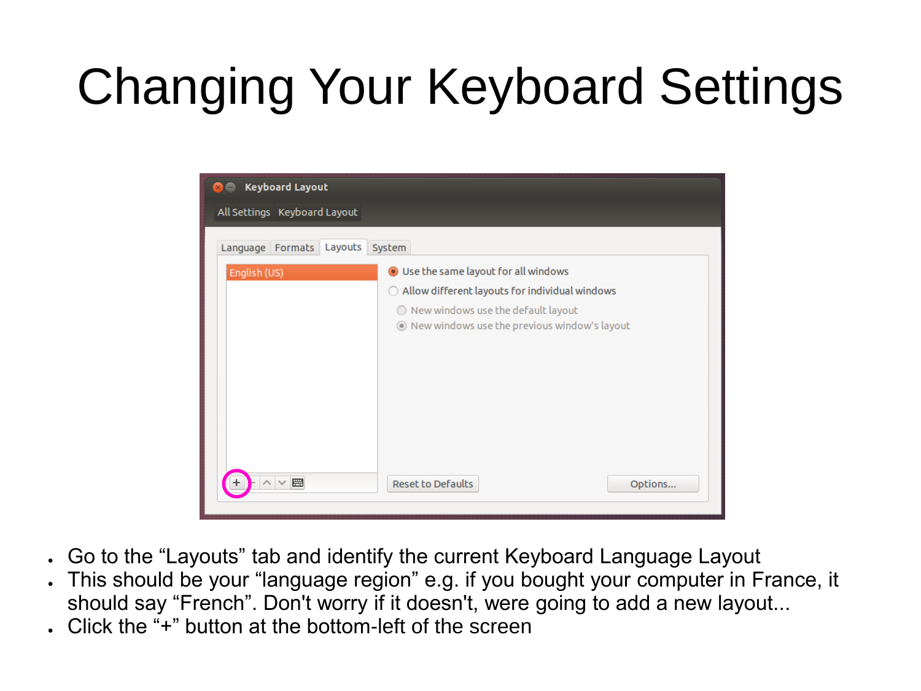# Changing Your Keyboard Settings

- Go to the “Layouts” tab and identify the current Keyboard Language Layout
- This should be your “language region” e.g. if you bought your computer in France, it should say “French”. Don't worry if it doesn't, were going to add a new layout...
- Click the “+” button at the bottom-left of the screen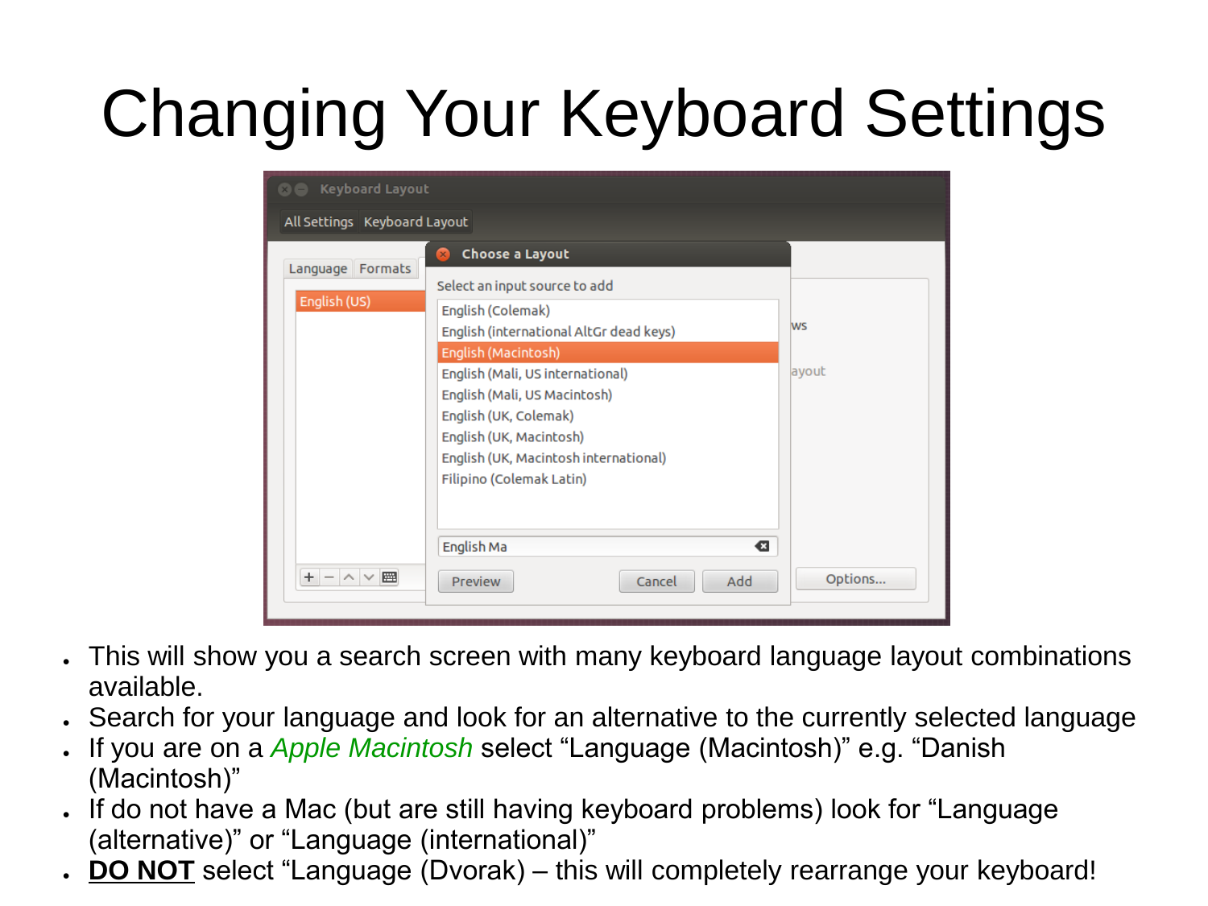# Changing Your Keyboard Settings

- This will show you a search screen with many keyboard language layout combinations available.
- Search for your language and look for an alternative to the currently selected language
- If you are on a *Apple Macintosh* select “Language (Macintosh)” e.g. “Danish (Macintosh)”
- If do not have a Mac (but are still having keyboard problems) look for “Language (alternative)” or “Language (international)”
- **DO NOT** select “Language (Dvorak) – this will completely rearrange your keyboard!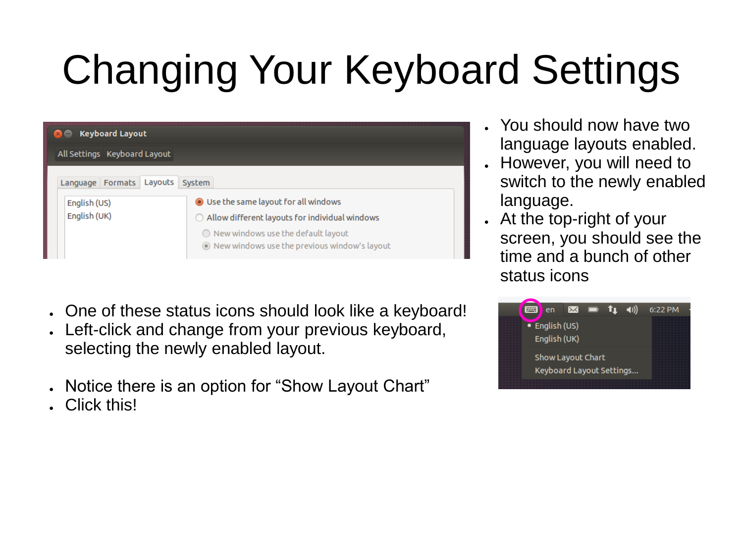# Changing Your Keyboard Settings

- You should now have two language layouts enabled.
- However, you will need to switch to the newly enabled language.
- At the top-right of your screen, you should see the time and a bunch of other status icons

- One of these status icons should look like a keyboard!
- Left-click and change from your previous keyboard, selecting the newly enabled layout.

- Notice there is an option for "Show Layout Chart"
- Click this!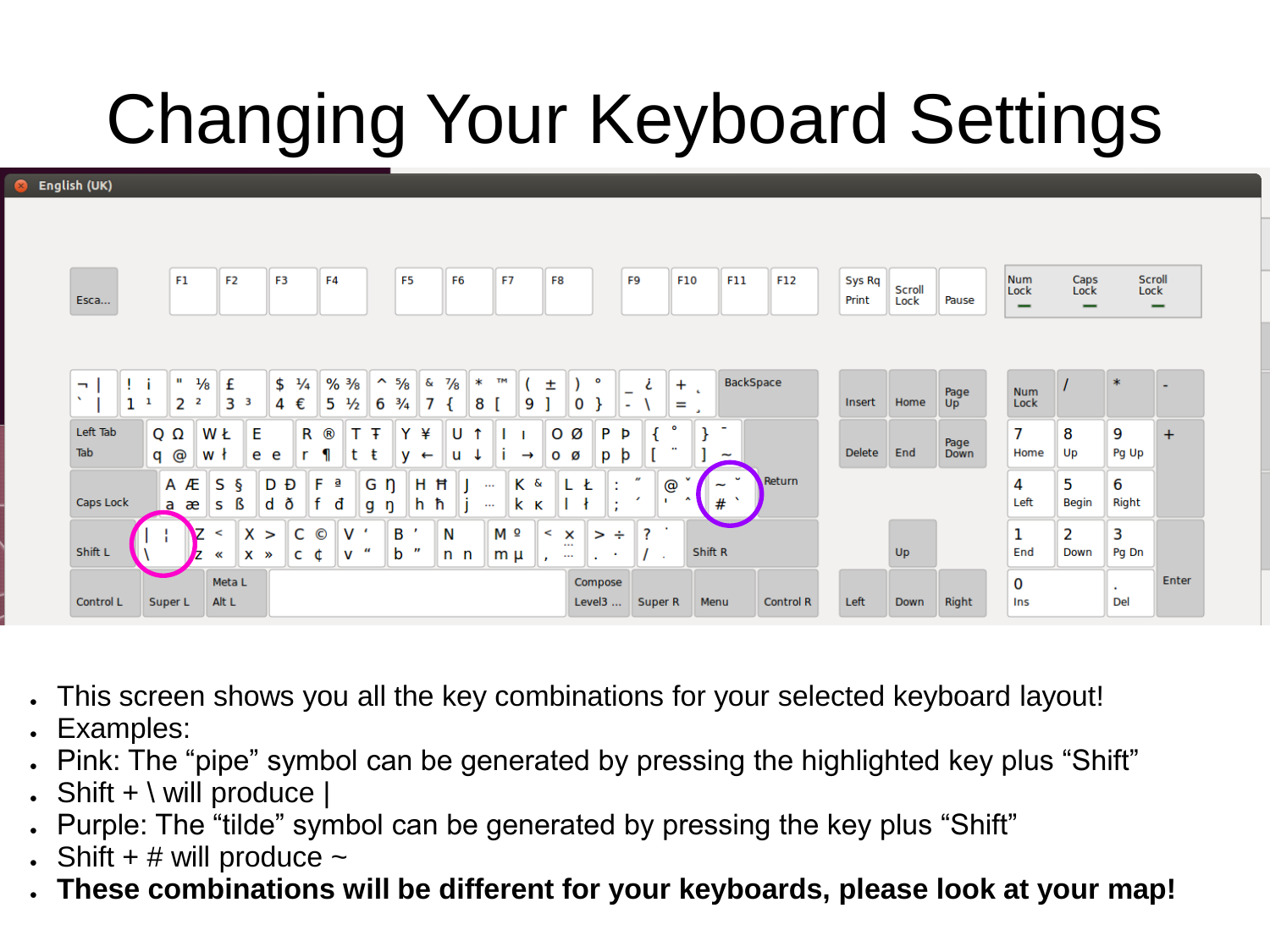# Changing Your Keyboard Settings

- This screen shows you all the key combinations for your selected keyboard layout!
- Examples:
- Pink: The “pipe” symbol can be generated by pressing the highlighted key plus “Shift”
- Shift + \ will produce |
- Purple: The “tilde” symbol can be generated by pressing the key plus “Shift”
- Shift + # will produce ~
- **These combinations will be different for your keyboards, please look at your map!**